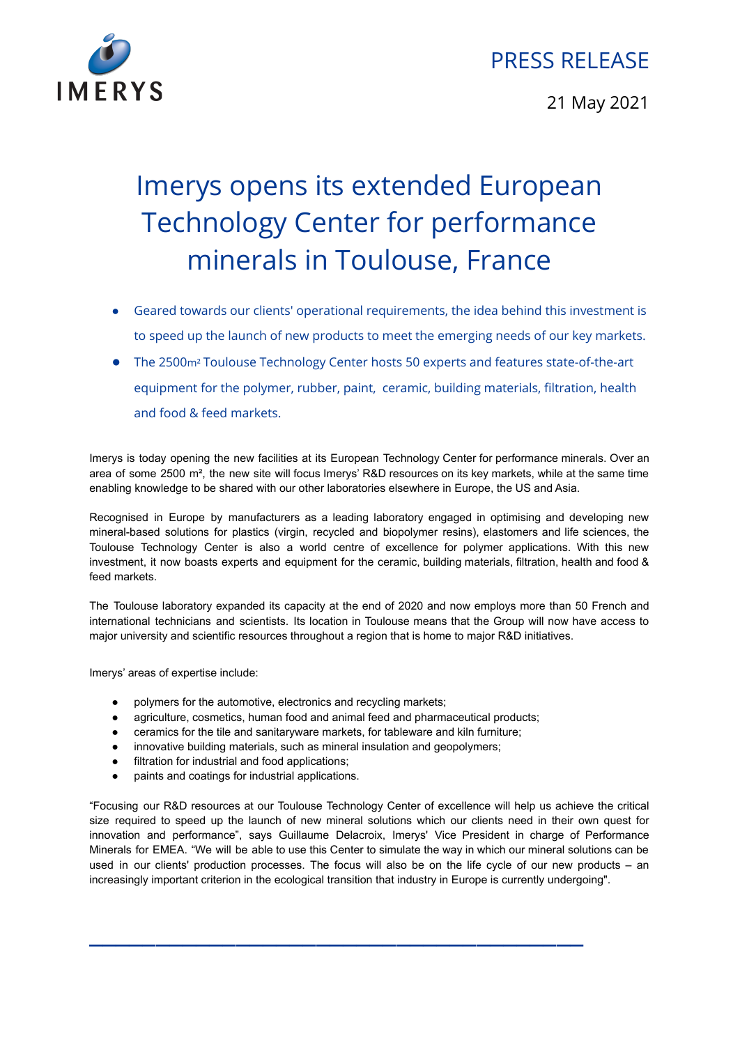IMERYS

PRESS RELEASE

21 May 2021

# Imerys opens its extended European Technology Center for performance minerals in Toulouse, France

- Geared towards our clients' operational requirements, the idea behind this investment is to speed up the launch of new products to meet the emerging needs of our key markets.
- The 2500m² Toulouse Technology Center hosts 50 experts and features state-of-the-art equipment for the polymer, rubber, paint, ceramic, building materials, filtration, health and food & feed markets.

Imerys is today opening the new facilities at its European Technology Center for performance minerals. Over an area of some 2500 m², the new site will focus Imerys' R&D resources on its key markets, while at the same time enabling knowledge to be shared with our other laboratories elsewhere in Europe, the US and Asia.

Recognised in Europe by manufacturers as a leading laboratory engaged in optimising and developing new mineral-based solutions for plastics (virgin, recycled and biopolymer resins), elastomers and life sciences, the Toulouse Technology Center is also a world centre of excellence for polymer applications. With this new investment, it now boasts experts and equipment for the ceramic, building materials, filtration, health and food & feed markets.

The Toulouse laboratory expanded its capacity at the end of 2020 and now employs more than 50 French and international technicians and scientists. Its location in Toulouse means that the Group will now have access to major university and scientific resources throughout a region that is home to major R&D initiatives.

Imerys' areas of expertise include:

- polymers for the automotive, electronics and recycling markets;
- agriculture, cosmetics, human food and animal feed and pharmaceutical products;
- ceramics for the tile and sanitaryware markets, for tableware and kiln furniture;
- innovative building materials, such as mineral insulation and geopolymers;
- filtration for industrial and food applications;
- paints and coatings for industrial applications.

"Focusing our R&D resources at our Toulouse Technology Center of excellence will help us achieve the critical size required to speed up the launch of new mineral solutions which our clients need in their own quest for innovation and performance", says Guillaume Delacroix, Imerys' Vice President in charge of Performance Minerals for EMEA. "We will be able to use this Center to simulate the way in which our mineral solutions can be used in our clients' production processes. The focus will also be on the life cycle of our new products – an increasingly important criterion in the ecological transition that industry in Europe is currently undergoing".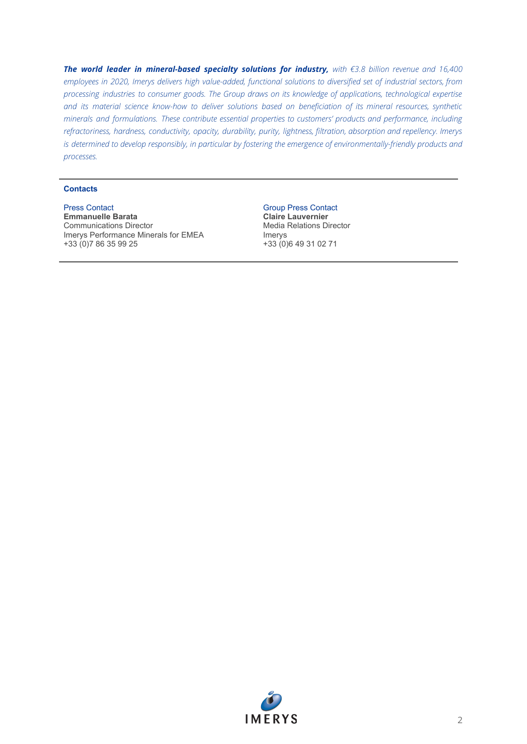***The world leader in mineral-based specialty solutions for industry,*** *with €3.8 billion revenue and 16,400 employees in 2020, Imerys delivers high value-added, functional solutions to diversified set of industrial sectors, from processing industries to consumer goods. The Group draws on its knowledge of applications, technological expertise and its material science know-how to deliver solutions based on beneficiation of its mineral resources, synthetic minerals and formulations. These contribute essential properties to customers' products and performance, including refractoriness, hardness, conductivity, opacity, durability, purity, lightness, filtration, absorption and repellency. Imerys is determined to develop responsibly, in particular by fostering the emergence of environmentally-friendly products and processes.*

---

**Contacts**

Press Contact
**Emmanuelle Barata**
Communications Director
Imerys Performance Minerals for EMEA
+33 (0)7 86 35 99 25

Group Press Contact
**Claire Lauvernier**
Media Relations Director
Imerys
+33 (0)6 49 31 02 71

---